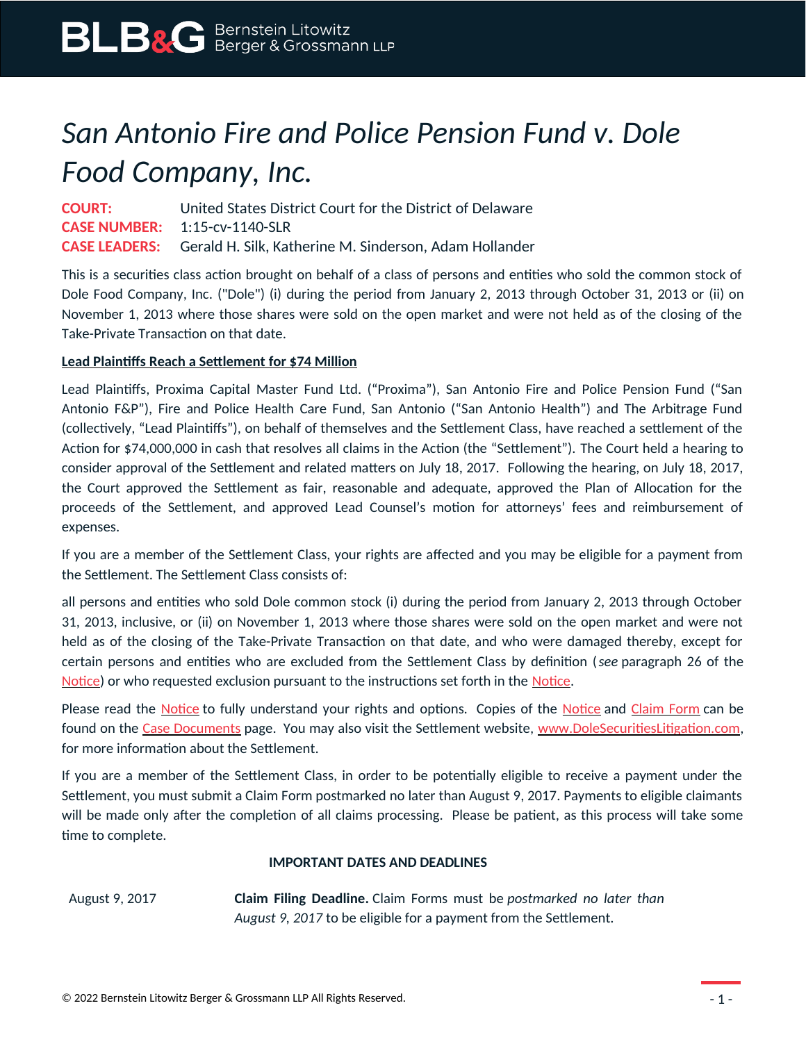# *San Antonio Fire and Police Pension Fund v. Dole Food Company, Inc.*

**COURT:** United States District Court for the District of Delaware
**CASE NUMBER:** 1:15-cv-1140-SLR
**CASE LEADERS:** Gerald H. Silk, Katherine M. Sinderson, Adam Hollander

This is a securities class action brought on behalf of a class of persons and entities who sold the common stock of Dole Food Company, Inc. ("Dole") (i) during the period from January 2, 2013 through October 31, 2013 or (ii) on November 1, 2013 where those shares were sold on the open market and were not held as of the closing of the Take-Private Transaction on that date.

**Lead Plaintiffs Reach a Settlement for $74 Million**

Lead Plaintiffs, Proxima Capital Master Fund Ltd. ("Proxima"), San Antonio Fire and Police Pension Fund ("San Antonio F&P"), Fire and Police Health Care Fund, San Antonio ("San Antonio Health") and The Arbitrage Fund (collectively, "Lead Plaintiffs"), on behalf of themselves and the Settlement Class, have reached a settlement of the Action for $74,000,000 in cash that resolves all claims in the Action (the "Settlement"). The Court held a hearing to consider approval of the Settlement and related matters on July 18, 2017. Following the hearing, on July 18, 2017, the Court approved the Settlement as fair, reasonable and adequate, approved the Plan of Allocation for the proceeds of the Settlement, and approved Lead Counsel's motion for attorneys' fees and reimbursement of expenses.

If you are a member of the Settlement Class, your rights are affected and you may be eligible for a payment from the Settlement. The Settlement Class consists of:

all persons and entities who sold Dole common stock (i) during the period from January 2, 2013 through October 31, 2013, inclusive, or (ii) on November 1, 2013 where those shares were sold on the open market and were not held as of the closing of the Take-Private Transaction on that date, and who were damaged thereby, except for certain persons and entities who are excluded from the Settlement Class by definition (*see* paragraph 26 of the Notice) or who requested exclusion pursuant to the instructions set forth in the Notice.

Please read the Notice to fully understand your rights and options. Copies of the Notice and Claim Form can be found on the Case Documents page. You may also visit the Settlement website, www.DoleSecuritiesLitigation.com, for more information about the Settlement.

If you are a member of the Settlement Class, in order to be potentially eligible to receive a payment under the Settlement, you must submit a Claim Form postmarked no later than August 9, 2017. Payments to eligible claimants will be made only after the completion of all claims processing. Please be patient, as this process will take some time to complete.

**IMPORTANT DATES AND DEADLINES**

| | |
|---|---|
| August 9, 2017 | **Claim Filing Deadline.** Claim Forms must be *postmarked no later than August 9, 2017* to be eligible for a payment from the Settlement. |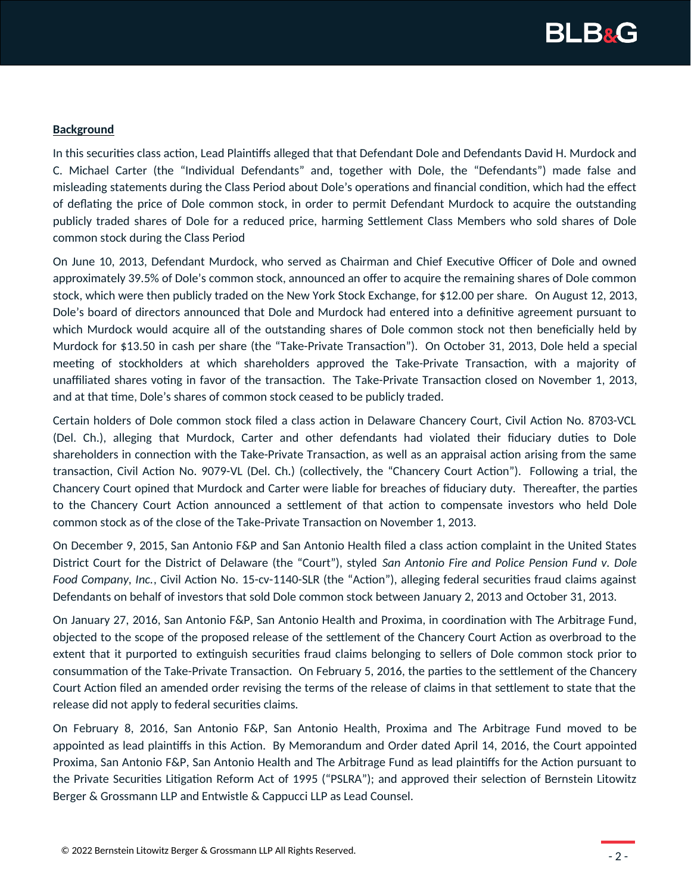**Background**

In this securities class action, Lead Plaintiffs alleged that that Defendant Dole and Defendants David H. Murdock and C. Michael Carter (the "Individual Defendants" and, together with Dole, the "Defendants") made false and misleading statements during the Class Period about Dole's operations and financial condition, which had the effect of deflating the price of Dole common stock, in order to permit Defendant Murdock to acquire the outstanding publicly traded shares of Dole for a reduced price, harming Settlement Class Members who sold shares of Dole common stock during the Class Period

On June 10, 2013, Defendant Murdock, who served as Chairman and Chief Executive Officer of Dole and owned approximately 39.5% of Dole's common stock, announced an offer to acquire the remaining shares of Dole common stock, which were then publicly traded on the New York Stock Exchange, for $12.00 per share. On August 12, 2013, Dole's board of directors announced that Dole and Murdock had entered into a definitive agreement pursuant to which Murdock would acquire all of the outstanding shares of Dole common stock not then beneficially held by Murdock for $13.50 in cash per share (the "Take-Private Transaction"). On October 31, 2013, Dole held a special meeting of stockholders at which shareholders approved the Take-Private Transaction, with a majority of unaffiliated shares voting in favor of the transaction. The Take-Private Transaction closed on November 1, 2013, and at that time, Dole's shares of common stock ceased to be publicly traded.

Certain holders of Dole common stock filed a class action in Delaware Chancery Court, Civil Action No. 8703-VCL (Del. Ch.), alleging that Murdock, Carter and other defendants had violated their fiduciary duties to Dole shareholders in connection with the Take-Private Transaction, as well as an appraisal action arising from the same transaction, Civil Action No. 9079-VL (Del. Ch.) (collectively, the "Chancery Court Action"). Following a trial, the Chancery Court opined that Murdock and Carter were liable for breaches of fiduciary duty. Thereafter, the parties to the Chancery Court Action announced a settlement of that action to compensate investors who held Dole common stock as of the close of the Take-Private Transaction on November 1, 2013.

On December 9, 2015, San Antonio F&P and San Antonio Health filed a class action complaint in the United States District Court for the District of Delaware (the "Court"), styled *San Antonio Fire and Police Pension Fund v. Dole Food Company, Inc.*, Civil Action No. 15-cv-1140-SLR (the "Action"), alleging federal securities fraud claims against Defendants on behalf of investors that sold Dole common stock between January 2, 2013 and October 31, 2013.

On January 27, 2016, San Antonio F&P, San Antonio Health and Proxima, in coordination with The Arbitrage Fund, objected to the scope of the proposed release of the settlement of the Chancery Court Action as overbroad to the extent that it purported to extinguish securities fraud claims belonging to sellers of Dole common stock prior to consummation of the Take-Private Transaction. On February 5, 2016, the parties to the settlement of the Chancery Court Action filed an amended order revising the terms of the release of claims in that settlement to state that the release did not apply to federal securities claims.

On February 8, 2016, San Antonio F&P, San Antonio Health, Proxima and The Arbitrage Fund moved to be appointed as lead plaintiffs in this Action. By Memorandum and Order dated April 14, 2016, the Court appointed Proxima, San Antonio F&P, San Antonio Health and The Arbitrage Fund as lead plaintiffs for the Action pursuant to the Private Securities Litigation Reform Act of 1995 ("PSLRA"); and approved their selection of Bernstein Litowitz Berger & Grossmann LLP and Entwistle & Cappucci LLP as Lead Counsel.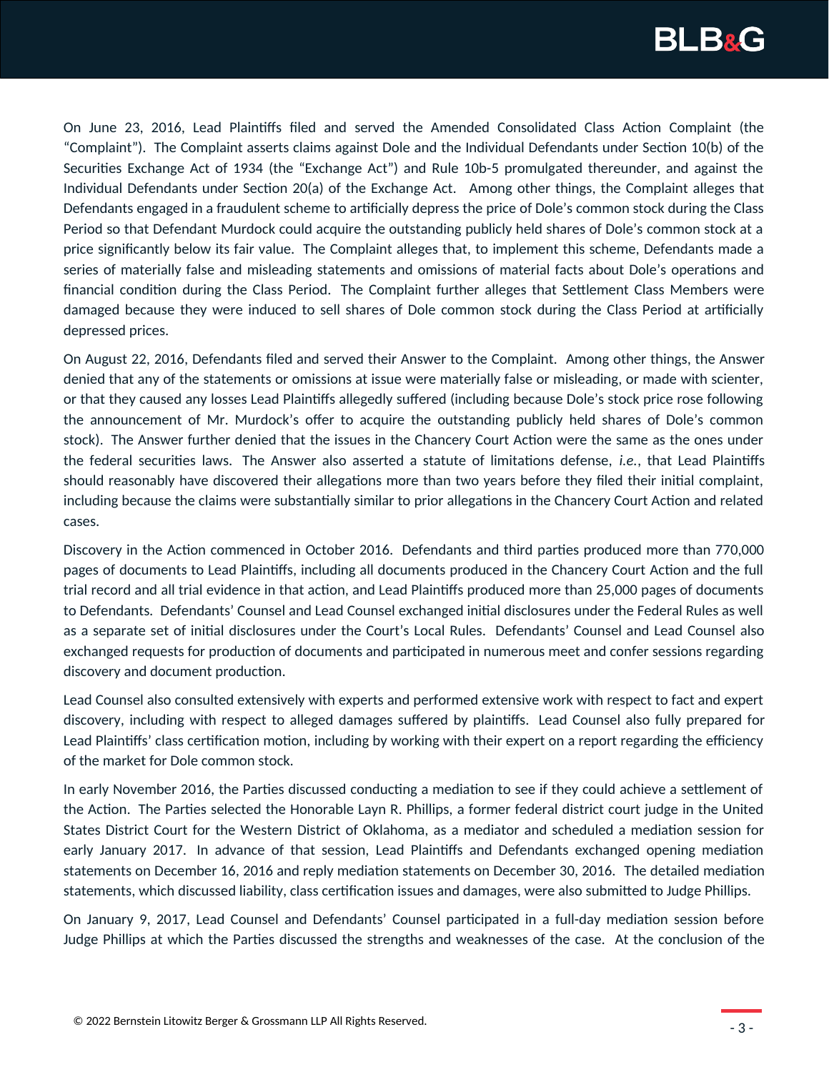On June 23, 2016, Lead Plaintiffs filed and served the Amended Consolidated Class Action Complaint (the "Complaint"). The Complaint asserts claims against Dole and the Individual Defendants under Section 10(b) of the Securities Exchange Act of 1934 (the "Exchange Act") and Rule 10b-5 promulgated thereunder, and against the Individual Defendants under Section 20(a) of the Exchange Act. Among other things, the Complaint alleges that Defendants engaged in a fraudulent scheme to artificially depress the price of Dole's common stock during the Class Period so that Defendant Murdock could acquire the outstanding publicly held shares of Dole's common stock at a price significantly below its fair value. The Complaint alleges that, to implement this scheme, Defendants made a series of materially false and misleading statements and omissions of material facts about Dole's operations and financial condition during the Class Period. The Complaint further alleges that Settlement Class Members were damaged because they were induced to sell shares of Dole common stock during the Class Period at artificially depressed prices.

On August 22, 2016, Defendants filed and served their Answer to the Complaint. Among other things, the Answer denied that any of the statements or omissions at issue were materially false or misleading, or made with scienter, or that they caused any losses Lead Plaintiffs allegedly suffered (including because Dole's stock price rose following the announcement of Mr. Murdock's offer to acquire the outstanding publicly held shares of Dole's common stock). The Answer further denied that the issues in the Chancery Court Action were the same as the ones under the federal securities laws. The Answer also asserted a statute of limitations defense, *i.e.*, that Lead Plaintiffs should reasonably have discovered their allegations more than two years before they filed their initial complaint, including because the claims were substantially similar to prior allegations in the Chancery Court Action and related cases.

Discovery in the Action commenced in October 2016. Defendants and third parties produced more than 770,000 pages of documents to Lead Plaintiffs, including all documents produced in the Chancery Court Action and the full trial record and all trial evidence in that action, and Lead Plaintiffs produced more than 25,000 pages of documents to Defendants. Defendants' Counsel and Lead Counsel exchanged initial disclosures under the Federal Rules as well as a separate set of initial disclosures under the Court's Local Rules. Defendants' Counsel and Lead Counsel also exchanged requests for production of documents and participated in numerous meet and confer sessions regarding discovery and document production.

Lead Counsel also consulted extensively with experts and performed extensive work with respect to fact and expert discovery, including with respect to alleged damages suffered by plaintiffs. Lead Counsel also fully prepared for Lead Plaintiffs' class certification motion, including by working with their expert on a report regarding the efficiency of the market for Dole common stock.

In early November 2016, the Parties discussed conducting a mediation to see if they could achieve a settlement of the Action. The Parties selected the Honorable Layn R. Phillips, a former federal district court judge in the United States District Court for the Western District of Oklahoma, as a mediator and scheduled a mediation session for early January 2017. In advance of that session, Lead Plaintiffs and Defendants exchanged opening mediation statements on December 16, 2016 and reply mediation statements on December 30, 2016. The detailed mediation statements, which discussed liability, class certification issues and damages, were also submitted to Judge Phillips.

On January 9, 2017, Lead Counsel and Defendants' Counsel participated in a full-day mediation session before Judge Phillips at which the Parties discussed the strengths and weaknesses of the case. At the conclusion of the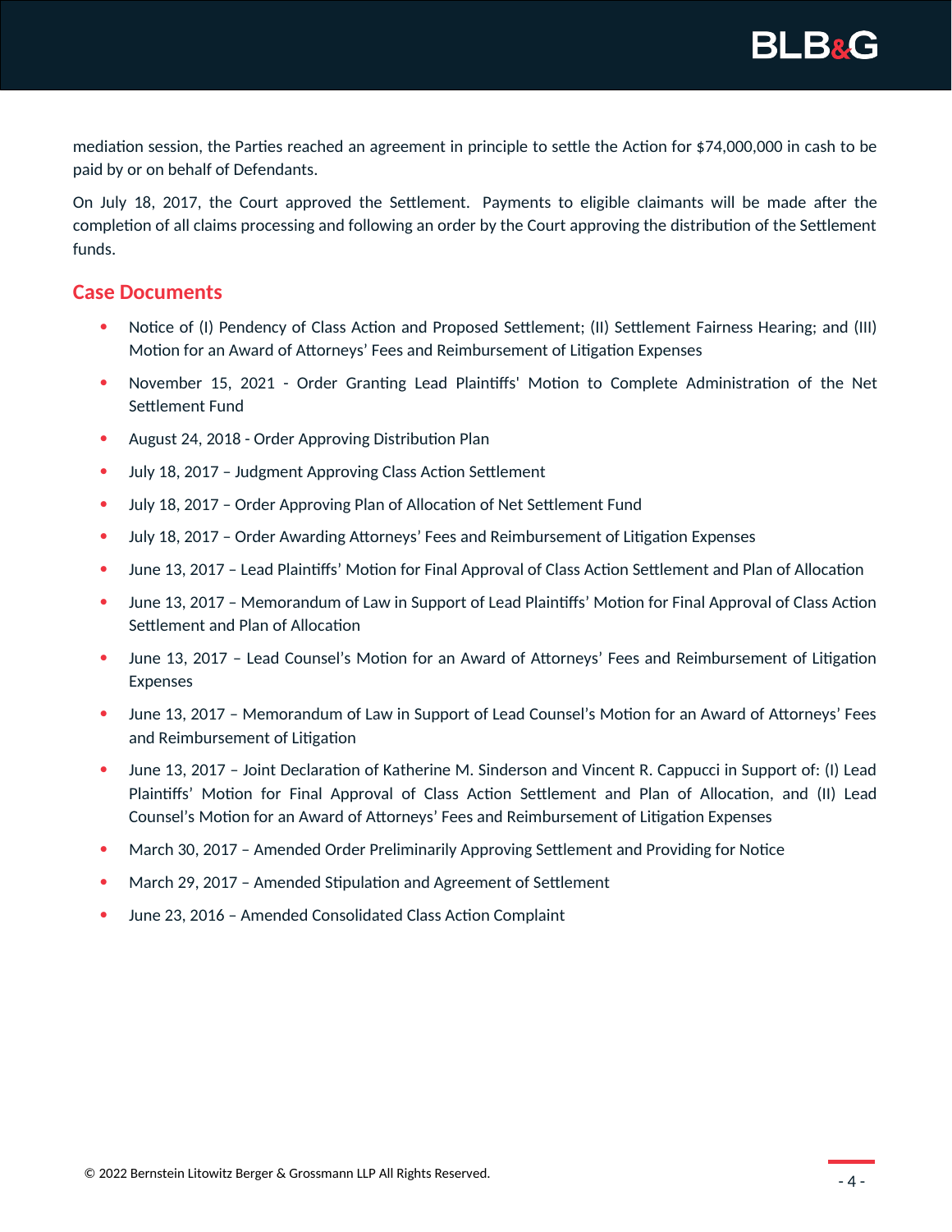mediation session, the Parties reached an agreement in principle to settle the Action for $74,000,000 in cash to be paid by or on behalf of Defendants.

On July 18, 2017, the Court approved the Settlement. Payments to eligible claimants will be made after the completion of all claims processing and following an order by the Court approving the distribution of the Settlement funds.

## Case Documents

- Notice of (I) Pendency of Class Action and Proposed Settlement; (II) Settlement Fairness Hearing; and (III) Motion for an Award of Attorneys' Fees and Reimbursement of Litigation Expenses
- November 15, 2021 - Order Granting Lead Plaintiffs' Motion to Complete Administration of the Net Settlement Fund
- August 24, 2018 - Order Approving Distribution Plan
- July 18, 2017 – Judgment Approving Class Action Settlement
- July 18, 2017 – Order Approving Plan of Allocation of Net Settlement Fund
- July 18, 2017 – Order Awarding Attorneys' Fees and Reimbursement of Litigation Expenses
- June 13, 2017 – Lead Plaintiffs' Motion for Final Approval of Class Action Settlement and Plan of Allocation
- June 13, 2017 – Memorandum of Law in Support of Lead Plaintiffs' Motion for Final Approval of Class Action Settlement and Plan of Allocation
- June 13, 2017 – Lead Counsel's Motion for an Award of Attorneys' Fees and Reimbursement of Litigation Expenses
- June 13, 2017 – Memorandum of Law in Support of Lead Counsel's Motion for an Award of Attorneys' Fees and Reimbursement of Litigation
- June 13, 2017 – Joint Declaration of Katherine M. Sinderson and Vincent R. Cappucci in Support of: (I) Lead Plaintiffs' Motion for Final Approval of Class Action Settlement and Plan of Allocation, and (II) Lead Counsel's Motion for an Award of Attorneys' Fees and Reimbursement of Litigation Expenses
- March 30, 2017 – Amended Order Preliminarily Approving Settlement and Providing for Notice
- March 29, 2017 – Amended Stipulation and Agreement of Settlement
- June 23, 2016 – Amended Consolidated Class Action Complaint

© 2022 Bernstein Litowitz Berger & Grossmann LLP All Rights Reserved.